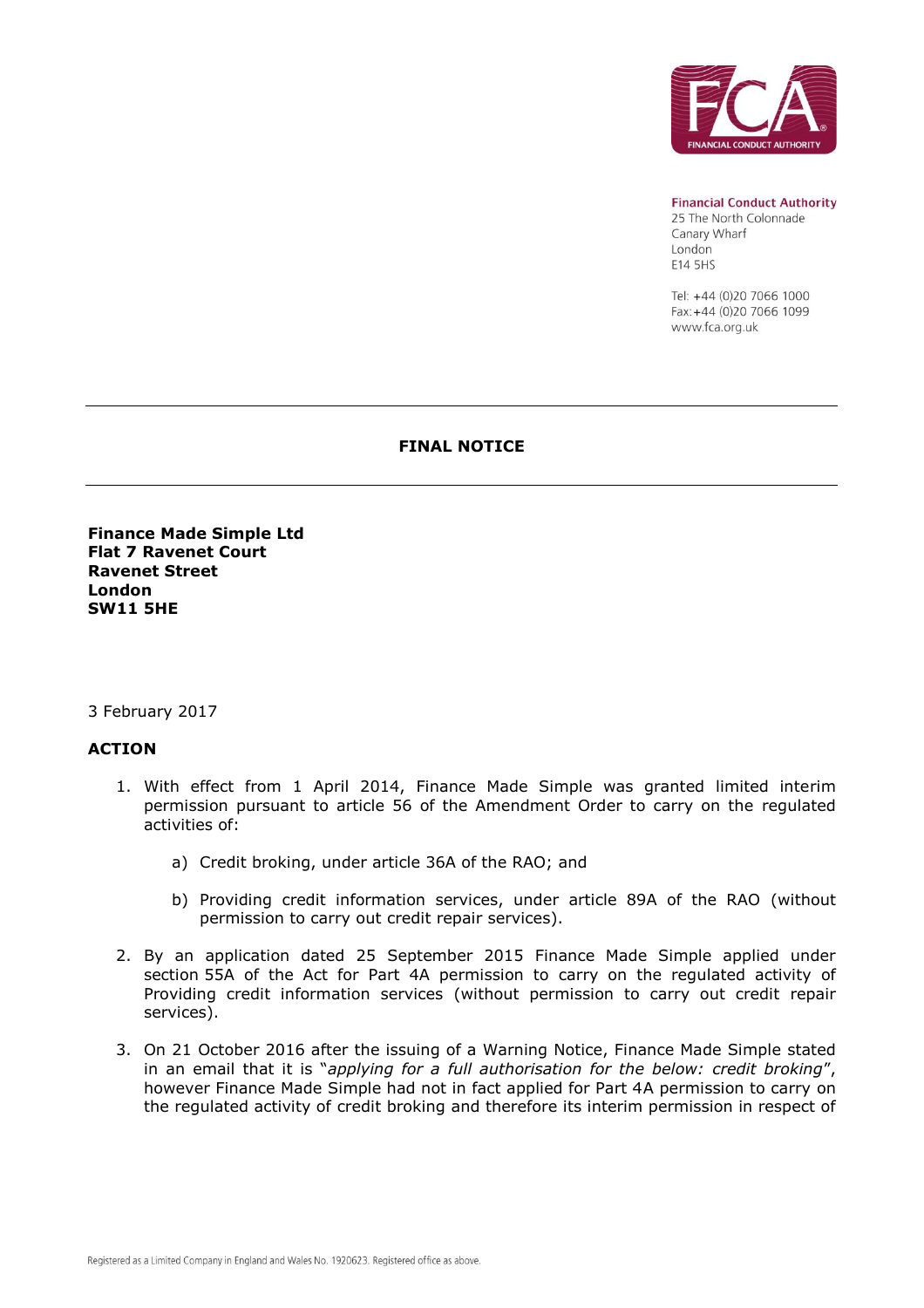Financial Conduct Authority
25 The North Colonnade
Canary Wharf
London
E14 5HS

Tel: +44 (0)20 7066 1000
Fax: +44 (0)20 7066 1099
www.fca.org.uk

---

# FINAL NOTICE

---

**Finance Made Simple Ltd**
**Flat 7 Ravenet Court**
**Ravenet Street**
**London**
**SW11 5HE**

3 February 2017

## ACTION

1. With effect from 1 April 2014, Finance Made Simple was granted limited interim permission pursuant to article 56 of the Amendment Order to carry on the regulated activities of:

   a) Credit broking, under article 36A of the RAO; and

   b) Providing credit information services, under article 89A of the RAO (without permission to carry out credit repair services).

2. By an application dated 25 September 2015 Finance Made Simple applied under section 55A of the Act for Part 4A permission to carry on the regulated activity of Providing credit information services (without permission to carry out credit repair services).

3. On 21 October 2016 after the issuing of a Warning Notice, Finance Made Simple stated in an email that it is "*applying for a full authorisation for the below: credit broking*", however Finance Made Simple had not in fact applied for Part 4A permission to carry on the regulated activity of credit broking and therefore its interim permission in respect of

Registered as a Limited Company in England and Wales No. 1920623. Registered office as above.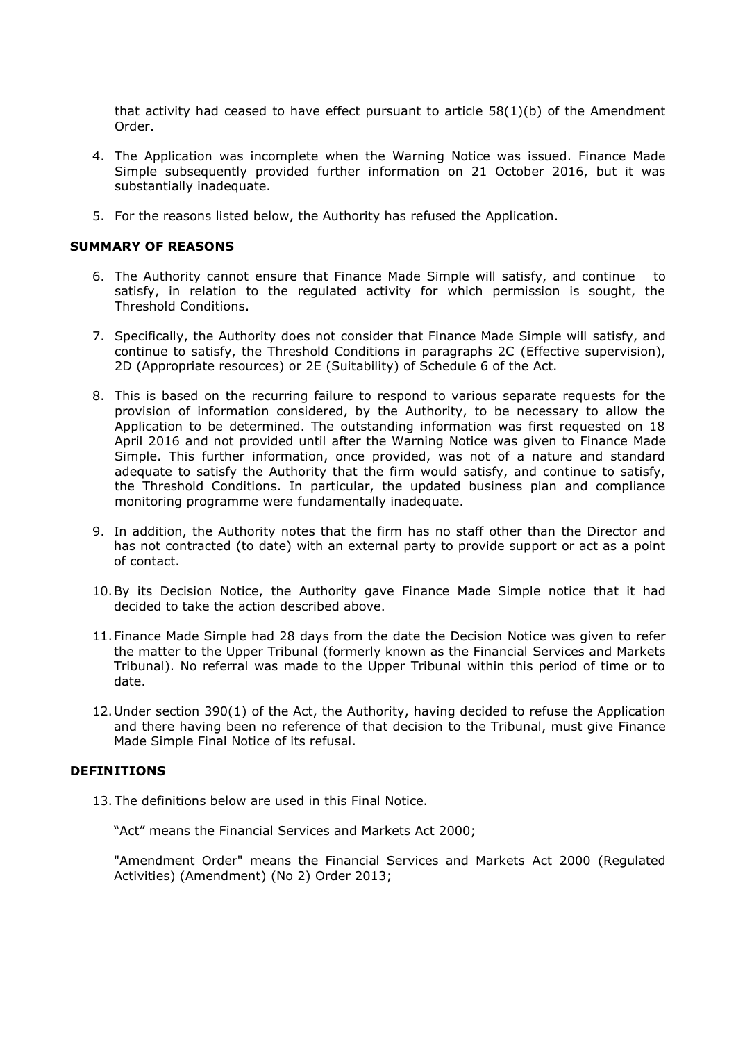that activity had ceased to have effect pursuant to article 58(1)(b) of the Amendment Order.

4. The Application was incomplete when the Warning Notice was issued. Finance Made Simple subsequently provided further information on 21 October 2016, but it was substantially inadequate.

5. For the reasons listed below, the Authority has refused the Application.

**SUMMARY OF REASONS**

6. The Authority cannot ensure that Finance Made Simple will satisfy, and continue to satisfy, in relation to the regulated activity for which permission is sought, the Threshold Conditions.

7. Specifically, the Authority does not consider that Finance Made Simple will satisfy, and continue to satisfy, the Threshold Conditions in paragraphs 2C (Effective supervision), 2D (Appropriate resources) or 2E (Suitability) of Schedule 6 of the Act.

8. This is based on the recurring failure to respond to various separate requests for the provision of information considered, by the Authority, to be necessary to allow the Application to be determined. The outstanding information was first requested on 18 April 2016 and not provided until after the Warning Notice was given to Finance Made Simple. This further information, once provided, was not of a nature and standard adequate to satisfy the Authority that the firm would satisfy, and continue to satisfy, the Threshold Conditions. In particular, the updated business plan and compliance monitoring programme were fundamentally inadequate.

9. In addition, the Authority notes that the firm has no staff other than the Director and has not contracted (to date) with an external party to provide support or act as a point of contact.

10. By its Decision Notice, the Authority gave Finance Made Simple notice that it had decided to take the action described above.

11. Finance Made Simple had 28 days from the date the Decision Notice was given to refer the matter to the Upper Tribunal (formerly known as the Financial Services and Markets Tribunal). No referral was made to the Upper Tribunal within this period of time or to date.

12. Under section 390(1) of the Act, the Authority, having decided to refuse the Application and there having been no reference of that decision to the Tribunal, must give Finance Made Simple Final Notice of its refusal.

**DEFINITIONS**

13. The definitions below are used in this Final Notice.

"Act" means the Financial Services and Markets Act 2000;

"Amendment Order" means the Financial Services and Markets Act 2000 (Regulated Activities) (Amendment) (No 2) Order 2013;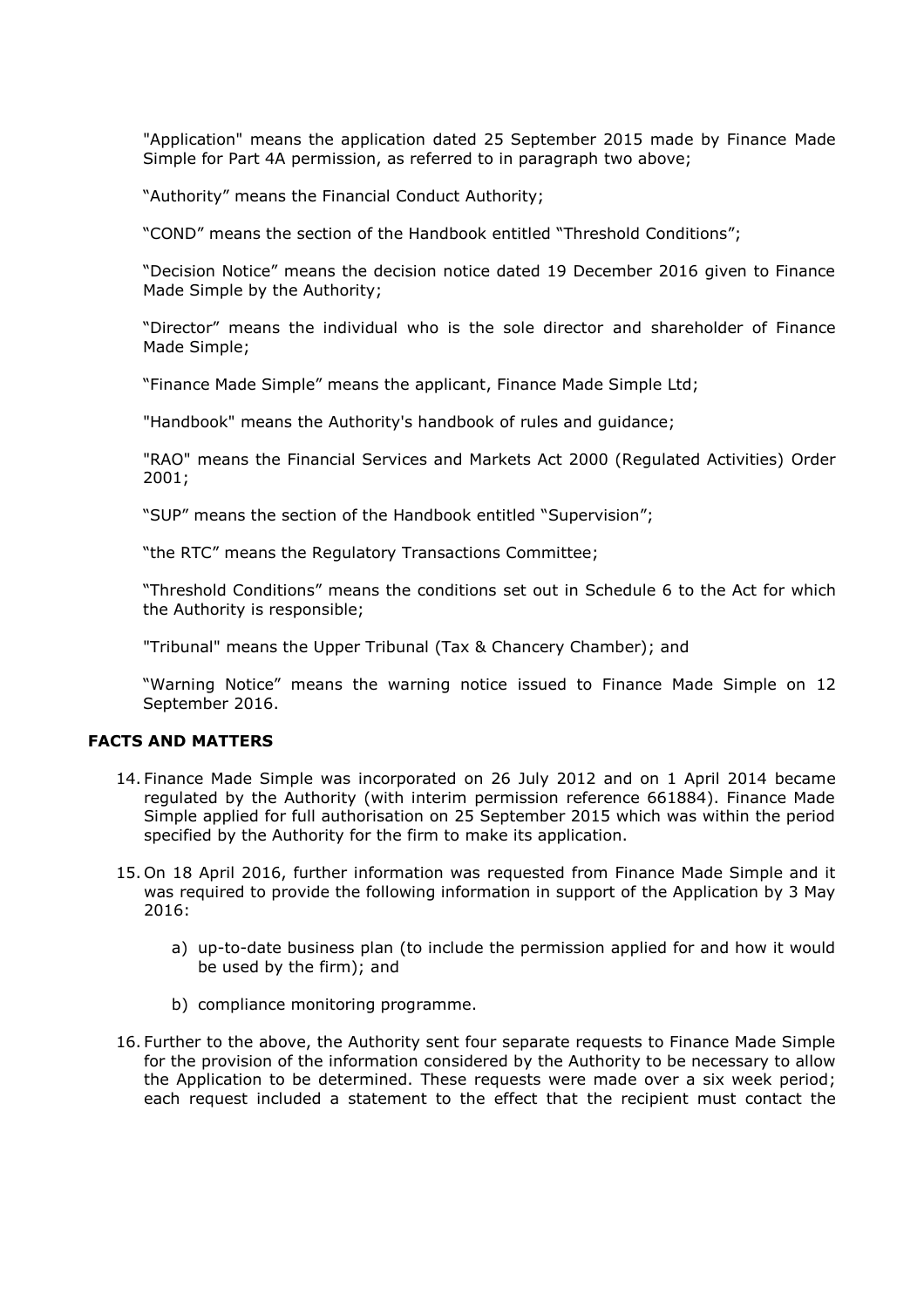"Application" means the application dated 25 September 2015 made by Finance Made Simple for Part 4A permission, as referred to in paragraph two above;

"Authority" means the Financial Conduct Authority;

"COND" means the section of the Handbook entitled "Threshold Conditions";

"Decision Notice" means the decision notice dated 19 December 2016 given to Finance Made Simple by the Authority;

"Director" means the individual who is the sole director and shareholder of Finance Made Simple;

"Finance Made Simple" means the applicant, Finance Made Simple Ltd;

"Handbook" means the Authority's handbook of rules and guidance;

"RAO" means the Financial Services and Markets Act 2000 (Regulated Activities) Order 2001;

"SUP" means the section of the Handbook entitled "Supervision";

"the RTC" means the Regulatory Transactions Committee;

"Threshold Conditions" means the conditions set out in Schedule 6 to the Act for which the Authority is responsible;

"Tribunal" means the Upper Tribunal (Tax & Chancery Chamber); and

"Warning Notice" means the warning notice issued to Finance Made Simple on 12 September 2016.

## FACTS AND MATTERS

14. Finance Made Simple was incorporated on 26 July 2012 and on 1 April 2014 became regulated by the Authority (with interim permission reference 661884). Finance Made Simple applied for full authorisation on 25 September 2015 which was within the period specified by the Authority for the firm to make its application.

15. On 18 April 2016, further information was requested from Finance Made Simple and it was required to provide the following information in support of the Application by 3 May 2016:

    a) up-to-date business plan (to include the permission applied for and how it would be used by the firm); and

    b) compliance monitoring programme.

16. Further to the above, the Authority sent four separate requests to Finance Made Simple for the provision of the information considered by the Authority to be necessary to allow the Application to be determined. These requests were made over a six week period; each request included a statement to the effect that the recipient must contact the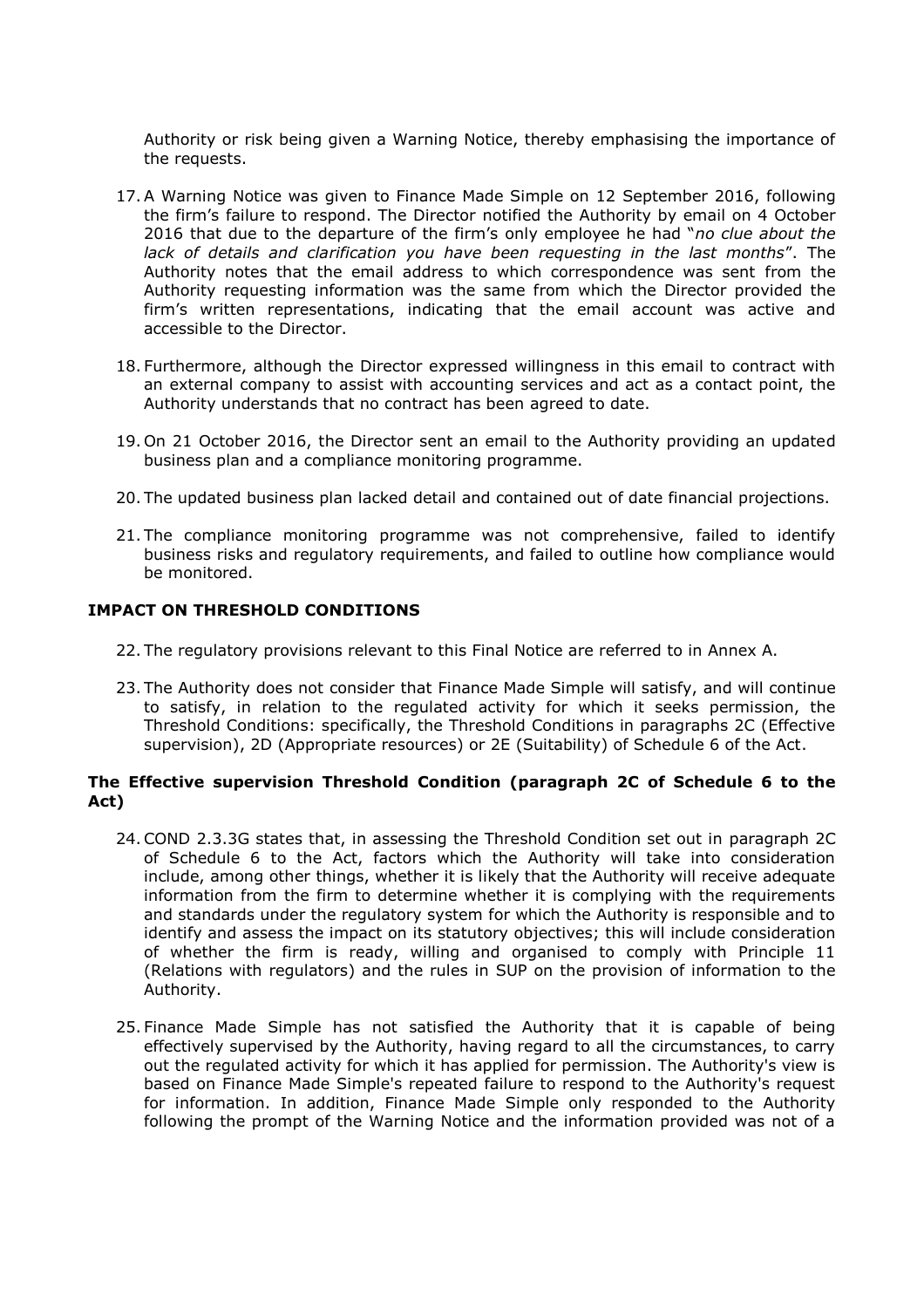Authority or risk being given a Warning Notice, thereby emphasising the importance of the requests.

17. A Warning Notice was given to Finance Made Simple on 12 September 2016, following the firm's failure to respond. The Director notified the Authority by email on 4 October 2016 that due to the departure of the firm's only employee he had "*no clue about the lack of details and clarification you have been requesting in the last months*". The Authority notes that the email address to which correspondence was sent from the Authority requesting information was the same from which the Director provided the firm's written representations, indicating that the email account was active and accessible to the Director.

18. Furthermore, although the Director expressed willingness in this email to contract with an external company to assist with accounting services and act as a contact point, the Authority understands that no contract has been agreed to date.

19. On 21 October 2016, the Director sent an email to the Authority providing an updated business plan and a compliance monitoring programme.

20. The updated business plan lacked detail and contained out of date financial projections.

21. The compliance monitoring programme was not comprehensive, failed to identify business risks and regulatory requirements, and failed to outline how compliance would be monitored.

## IMPACT ON THRESHOLD CONDITIONS

22. The regulatory provisions relevant to this Final Notice are referred to in Annex A.

23. The Authority does not consider that Finance Made Simple will satisfy, and will continue to satisfy, in relation to the regulated activity for which it seeks permission, the Threshold Conditions: specifically, the Threshold Conditions in paragraphs 2C (Effective supervision), 2D (Appropriate resources) or 2E (Suitability) of Schedule 6 of the Act.

### The Effective supervision Threshold Condition (paragraph 2C of Schedule 6 to the Act)

24. COND 2.3.3G states that, in assessing the Threshold Condition set out in paragraph 2C of Schedule 6 to the Act, factors which the Authority will take into consideration include, among other things, whether it is likely that the Authority will receive adequate information from the firm to determine whether it is complying with the requirements and standards under the regulatory system for which the Authority is responsible and to identify and assess the impact on its statutory objectives; this will include consideration of whether the firm is ready, willing and organised to comply with Principle 11 (Relations with regulators) and the rules in SUP on the provision of information to the Authority.

25. Finance Made Simple has not satisfied the Authority that it is capable of being effectively supervised by the Authority, having regard to all the circumstances, to carry out the regulated activity for which it has applied for permission. The Authority's view is based on Finance Made Simple's repeated failure to respond to the Authority's request for information. In addition, Finance Made Simple only responded to the Authority following the prompt of the Warning Notice and the information provided was not of a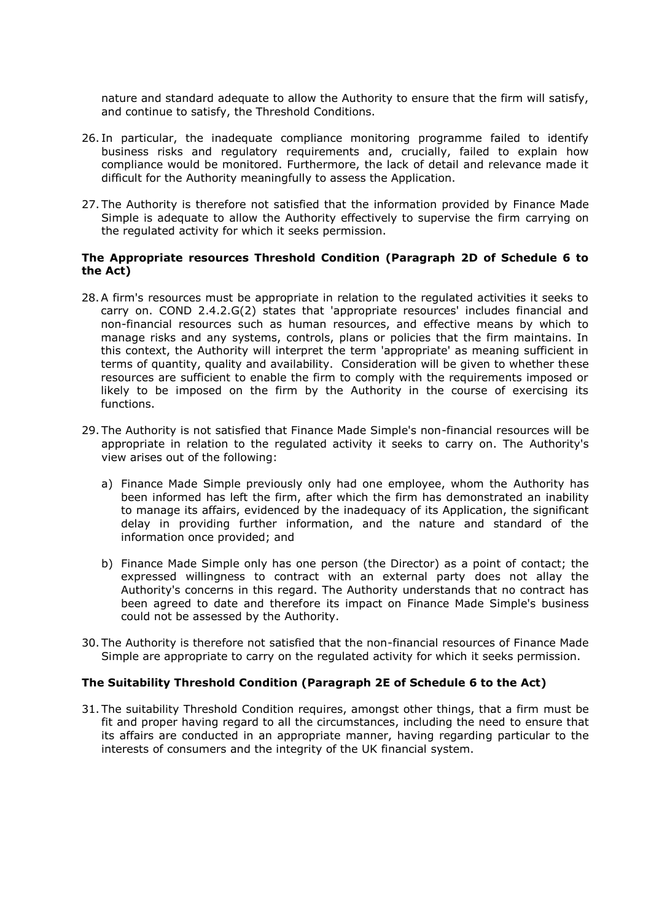nature and standard adequate to allow the Authority to ensure that the firm will satisfy, and continue to satisfy, the Threshold Conditions.

26. In particular, the inadequate compliance monitoring programme failed to identify business risks and regulatory requirements and, crucially, failed to explain how compliance would be monitored. Furthermore, the lack of detail and relevance made it difficult for the Authority meaningfully to assess the Application.

27. The Authority is therefore not satisfied that the information provided by Finance Made Simple is adequate to allow the Authority effectively to supervise the firm carrying on the regulated activity for which it seeks permission.

**The Appropriate resources Threshold Condition (Paragraph 2D of Schedule 6 to the Act)**

28. A firm's resources must be appropriate in relation to the regulated activities it seeks to carry on. COND 2.4.2.G(2) states that 'appropriate resources' includes financial and non-financial resources such as human resources, and effective means by which to manage risks and any systems, controls, plans or policies that the firm maintains. In this context, the Authority will interpret the term 'appropriate' as meaning sufficient in terms of quantity, quality and availability. Consideration will be given to whether these resources are sufficient to enable the firm to comply with the requirements imposed or likely to be imposed on the firm by the Authority in the course of exercising its functions.

29. The Authority is not satisfied that Finance Made Simple's non-financial resources will be appropriate in relation to the regulated activity it seeks to carry on. The Authority's view arises out of the following:

    a) Finance Made Simple previously only had one employee, whom the Authority has been informed has left the firm, after which the firm has demonstrated an inability to manage its affairs, evidenced by the inadequacy of its Application, the significant delay in providing further information, and the nature and standard of the information once provided; and

    b) Finance Made Simple only has one person (the Director) as a point of contact; the expressed willingness to contract with an external party does not allay the Authority's concerns in this regard. The Authority understands that no contract has been agreed to date and therefore its impact on Finance Made Simple's business could not be assessed by the Authority.

30. The Authority is therefore not satisfied that the non-financial resources of Finance Made Simple are appropriate to carry on the regulated activity for which it seeks permission.

**The Suitability Threshold Condition (Paragraph 2E of Schedule 6 to the Act)**

31. The suitability Threshold Condition requires, amongst other things, that a firm must be fit and proper having regard to all the circumstances, including the need to ensure that its affairs are conducted in an appropriate manner, having regarding particular to the interests of consumers and the integrity of the UK financial system.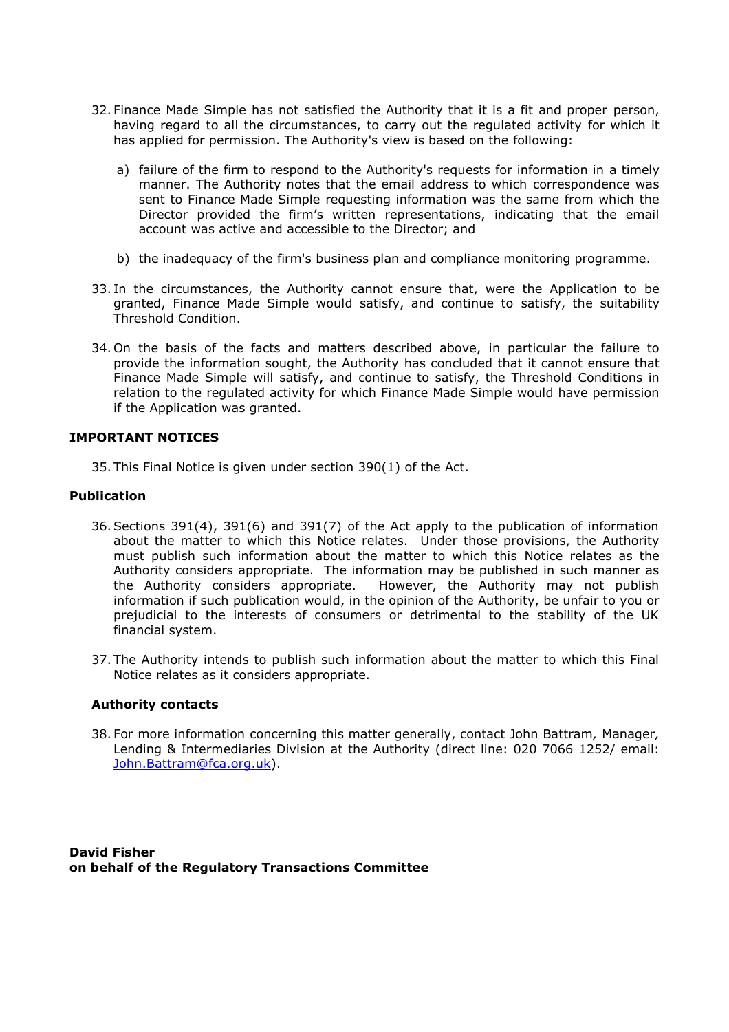32. Finance Made Simple has not satisfied the Authority that it is a fit and proper person, having regard to all the circumstances, to carry out the regulated activity for which it has applied for permission. The Authority's view is based on the following:

    a) failure of the firm to respond to the Authority's requests for information in a timely manner. The Authority notes that the email address to which correspondence was sent to Finance Made Simple requesting information was the same from which the Director provided the firm's written representations, indicating that the email account was active and accessible to the Director; and

    b) the inadequacy of the firm's business plan and compliance monitoring programme.

33. In the circumstances, the Authority cannot ensure that, were the Application to be granted, Finance Made Simple would satisfy, and continue to satisfy, the suitability Threshold Condition.

34. On the basis of the facts and matters described above, in particular the failure to provide the information sought, the Authority has concluded that it cannot ensure that Finance Made Simple will satisfy, and continue to satisfy, the Threshold Conditions in relation to the regulated activity for which Finance Made Simple would have permission if the Application was granted.

**IMPORTANT NOTICES**

35. This Final Notice is given under section 390(1) of the Act.

**Publication**

36. Sections 391(4), 391(6) and 391(7) of the Act apply to the publication of information about the matter to which this Notice relates. Under those provisions, the Authority must publish such information about the matter to which this Notice relates as the Authority considers appropriate. The information may be published in such manner as the Authority considers appropriate. However, the Authority may not publish information if such publication would, in the opinion of the Authority, be unfair to you or prejudicial to the interests of consumers or detrimental to the stability of the UK financial system.

37. The Authority intends to publish such information about the matter to which this Final Notice relates as it considers appropriate.

**Authority contacts**

38. For more information concerning this matter generally, contact John Battram, Manager, Lending & Intermediaries Division at the Authority (direct line: 020 7066 1252/ email: John.Battram@fca.org.uk).

**David Fisher**
**on behalf of the Regulatory Transactions Committee**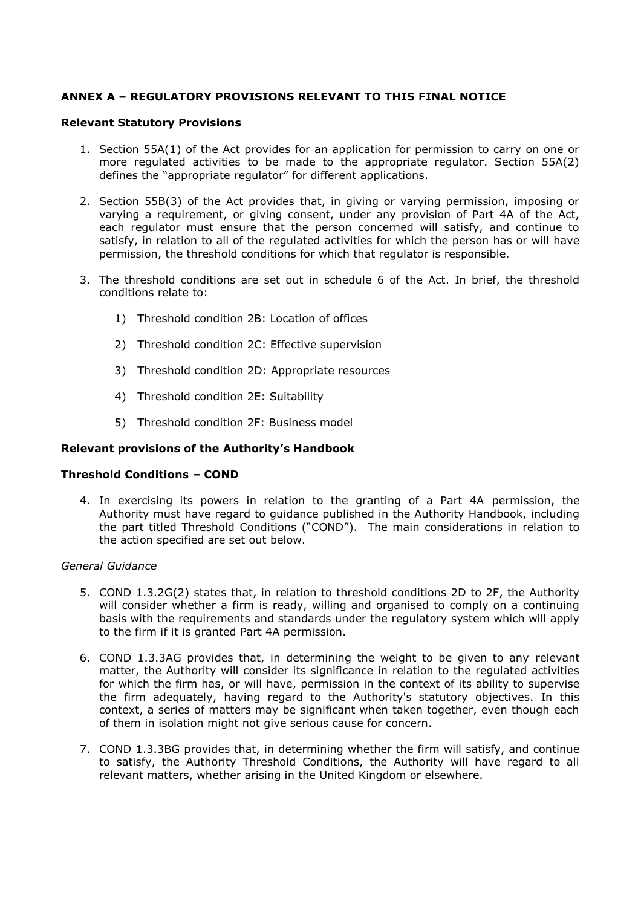## ANNEX A – REGULATORY PROVISIONS RELEVANT TO THIS FINAL NOTICE

### Relevant Statutory Provisions

1. Section 55A(1) of the Act provides for an application for permission to carry on one or more regulated activities to be made to the appropriate regulator. Section 55A(2) defines the "appropriate regulator" for different applications.

2. Section 55B(3) of the Act provides that, in giving or varying permission, imposing or varying a requirement, or giving consent, under any provision of Part 4A of the Act, each regulator must ensure that the person concerned will satisfy, and continue to satisfy, in relation to all of the regulated activities for which the person has or will have permission, the threshold conditions for which that regulator is responsible.

3. The threshold conditions are set out in schedule 6 of the Act. In brief, the threshold conditions relate to:

    1) Threshold condition 2B: Location of offices

    2) Threshold condition 2C: Effective supervision

    3) Threshold condition 2D: Appropriate resources

    4) Threshold condition 2E: Suitability

    5) Threshold condition 2F: Business model

### Relevant provisions of the Authority's Handbook

### Threshold Conditions – COND

4. In exercising its powers in relation to the granting of a Part 4A permission, the Authority must have regard to guidance published in the Authority Handbook, including the part titled Threshold Conditions ("COND"). The main considerations in relation to the action specified are set out below.

*General Guidance*

5. COND 1.3.2G(2) states that, in relation to threshold conditions 2D to 2F, the Authority will consider whether a firm is ready, willing and organised to comply on a continuing basis with the requirements and standards under the regulatory system which will apply to the firm if it is granted Part 4A permission.

6. COND 1.3.3AG provides that, in determining the weight to be given to any relevant matter, the Authority will consider its significance in relation to the regulated activities for which the firm has, or will have, permission in the context of its ability to supervise the firm adequately, having regard to the Authority's statutory objectives. In this context, a series of matters may be significant when taken together, even though each of them in isolation might not give serious cause for concern.

7. COND 1.3.3BG provides that, in determining whether the firm will satisfy, and continue to satisfy, the Authority Threshold Conditions, the Authority will have regard to all relevant matters, whether arising in the United Kingdom or elsewhere.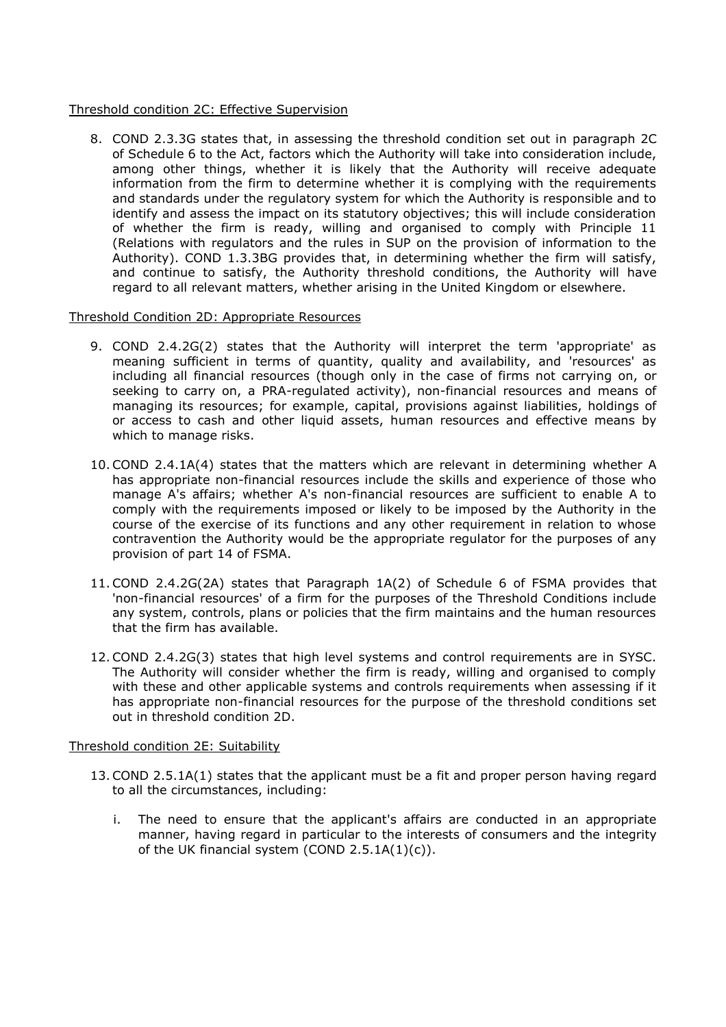Threshold condition 2C: Effective Supervision

8. COND 2.3.3G states that, in assessing the threshold condition set out in paragraph 2C of Schedule 6 to the Act, factors which the Authority will take into consideration include, among other things, whether it is likely that the Authority will receive adequate information from the firm to determine whether it is complying with the requirements and standards under the regulatory system for which the Authority is responsible and to identify and assess the impact on its statutory objectives; this will include consideration of whether the firm is ready, willing and organised to comply with Principle 11 (Relations with regulators and the rules in SUP on the provision of information to the Authority). COND 1.3.3BG provides that, in determining whether the firm will satisfy, and continue to satisfy, the Authority threshold conditions, the Authority will have regard to all relevant matters, whether arising in the United Kingdom or elsewhere.

Threshold Condition 2D: Appropriate Resources

9. COND 2.4.2G(2) states that the Authority will interpret the term 'appropriate' as meaning sufficient in terms of quantity, quality and availability, and 'resources' as including all financial resources (though only in the case of firms not carrying on, or seeking to carry on, a PRA-regulated activity), non-financial resources and means of managing its resources; for example, capital, provisions against liabilities, holdings of or access to cash and other liquid assets, human resources and effective means by which to manage risks.

10. COND 2.4.1A(4) states that the matters which are relevant in determining whether A has appropriate non-financial resources include the skills and experience of those who manage A's affairs; whether A's non-financial resources are sufficient to enable A to comply with the requirements imposed or likely to be imposed by the Authority in the course of the exercise of its functions and any other requirement in relation to whose contravention the Authority would be the appropriate regulator for the purposes of any provision of part 14 of FSMA.

11. COND 2.4.2G(2A) states that Paragraph 1A(2) of Schedule 6 of FSMA provides that 'non-financial resources' of a firm for the purposes of the Threshold Conditions include any system, controls, plans or policies that the firm maintains and the human resources that the firm has available.

12. COND 2.4.2G(3) states that high level systems and control requirements are in SYSC. The Authority will consider whether the firm is ready, willing and organised to comply with these and other applicable systems and controls requirements when assessing if it has appropriate non-financial resources for the purpose of the threshold conditions set out in threshold condition 2D.

Threshold condition 2E: Suitability

13. COND 2.5.1A(1) states that the applicant must be a fit and proper person having regard to all the circumstances, including:

    i. The need to ensure that the applicant's affairs are conducted in an appropriate manner, having regard in particular to the interests of consumers and the integrity of the UK financial system (COND 2.5.1A(1)(c)).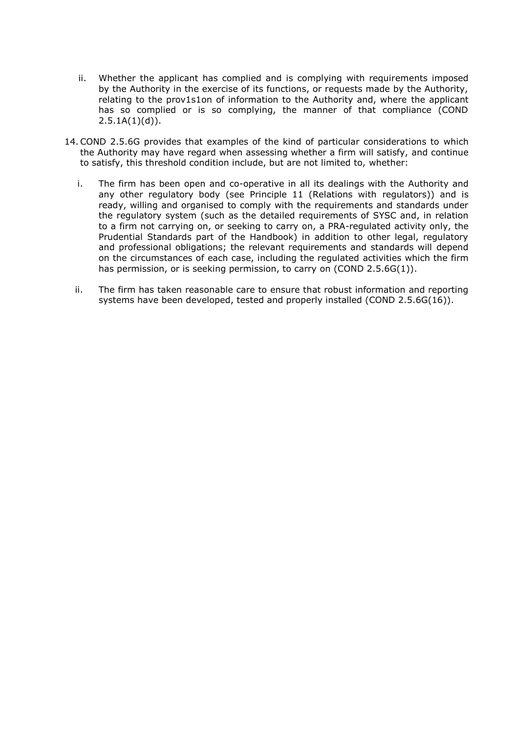ii. Whether the applicant has complied and is complying with requirements imposed by the Authority in the exercise of its functions, or requests made by the Authority, relating to the prov1s1on of information to the Authority and, where the applicant has so complied or is so complying, the manner of that compliance (COND 2.5.1A(1)(d)).

14. COND 2.5.6G provides that examples of the kind of particular considerations to which the Authority may have regard when assessing whether a firm will satisfy, and continue to satisfy, this threshold condition include, but are not limited to, whether:

    i. The firm has been open and co-operative in all its dealings with the Authority and any other regulatory body (see Principle 11 (Relations with regulators)) and is ready, willing and organised to comply with the requirements and standards under the regulatory system (such as the detailed requirements of SYSC and, in relation to a firm not carrying on, or seeking to carry on, a PRA-regulated activity only, the Prudential Standards part of the Handbook) in addition to other legal, regulatory and professional obligations; the relevant requirements and standards will depend on the circumstances of each case, including the regulated activities which the firm has permission, or is seeking permission, to carry on (COND 2.5.6G(1)).

    ii. The firm has taken reasonable care to ensure that robust information and reporting systems have been developed, tested and properly installed (COND 2.5.6G(16)).